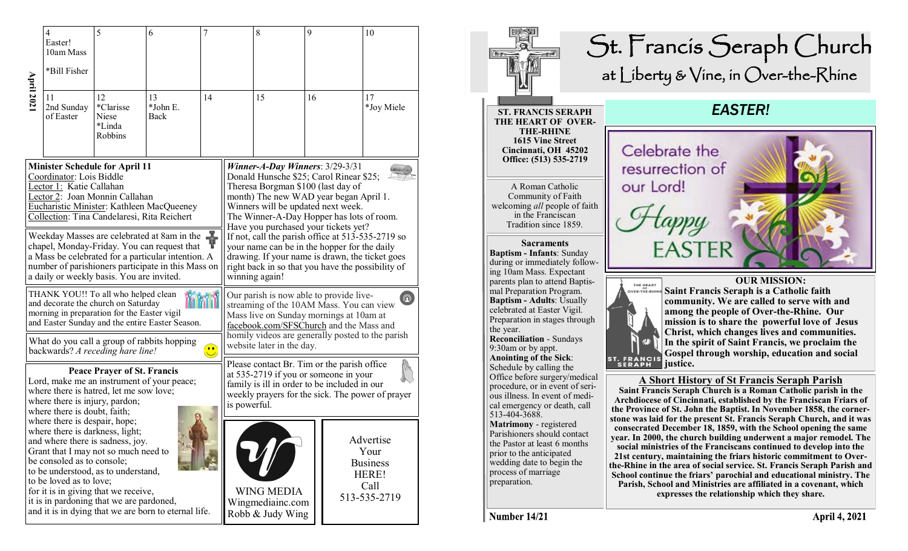**April 2021**

| 4 | 5 | 6 | 7 | 8 | 9 | 10 |
|---|---|---|---|---|---|---|
| Easter! 10am Mass *Bill Fisher | | | | | | |
| 11 2nd Sunday of Easter | 12 *Clarisse Niese *Linda Robbins | 13 *John E. Back | 14 | 15 | 16 | 17 *Joy Miele |

**Minister Schedule for April 11**
Coordinator: Lois Biddle
Lector 1: Katie Callahan
Lector 2: Joan Monnin Callahan
Eucharistic Minister: Kathleen MacQueeney
Collection: Tina Candelaresi, Rita Reichert

Weekday Masses are celebrated at 8am in the chapel, Monday-Friday. You can request that a Mass be celebrated for a particular intention. A number of parishioners participate in this Mass on a daily or weekly basis. You are invited.

THANK YOU!! To all who helped clean and decorate the church on Saturday morning in preparation for the Easter vigil and Easter Sunday and the entire Easter Season.

What do you call a group of rabbits hopping backwards? *A receding hare line!*

**Peace Prayer of St. Francis**

Lord, make me an instrument of your peace;
where there is hatred, let me sow love;
where there is injury, pardon;
where there is doubt, faith;
where there is despair, hope;
where there is darkness, light;
and where there is sadness, joy.
Grant that I may not so much need to
be consoled as to console;
to be understood, as to understand,
to be loved as to love;
for it is in giving that we receive,
it is in pardoning that we are pardoned,
and it is in dying that we are born to eternal life.

***Winner-A-Day Winners***: 3/29-3/31
Donald Hunsche $25; Carol Rinear $25; Theresa Borgman $100 (last day of month) The new WAD year began April 1. Winners will be updated next week. The Winner-A-Day Hopper has lots of room. Have you purchased your tickets yet? If not, call the parish office at 513-535-2719 so your name can be in the hopper for the daily drawing. If your name is drawn, the ticket goes right back in so that you have the possibility of winning again!

Our parish is now able to provide live-streaming of the 10AM Mass. You can view Mass live on Sunday mornings at 10am at facebook.com/SFSChurch and the Mass and homily videos are generally posted to the parish website later in the day.

Please contact Br. Tim or the parish office at 535-2719 if you or someone in your family is ill in order to be included in our weekly prayers for the sick. The power of prayer is powerful.

WING MEDIA
Wingmediainc.com
Robb & Judy Wing

Advertise Your Business HERE! Call 513-535-2719

# St. Francis Seraph Church
## at Liberty & Vine, in Over-the-Rhine

**ST. FRANCIS SERAPH THE HEART OF OVER-THE-RHINE**
**1615 Vine Street**
**Cincinnati, OH 45202**
**Office: (513) 535-2719**

A Roman Catholic Community of Faith welcoming *all* people of faith in the Franciscan Tradition since 1859.

**Sacraments**

**Baptism - Infants**: Sunday during or immediately following 10am Mass. Expectant parents plan to attend Baptismal Preparation Program.
**Baptism - Adults**: Usually celebrated at Easter Vigil. Preparation in stages through the year.
**Reconciliation** - Sundays 9:30am or by appt.
**Anointing of the Sick**: Schedule by calling the Office before surgery/medical procedure, or in event of serious illness. In event of medical emergency or death, call 513-404-3688.
**Matrimony** - registered Parishioners should contact the Pastor at least 6 months prior to the anticipated wedding date to begin the process of marriage preparation.

## *EASTER!*

Celebrate the resurrection of our Lord!
Happy EASTER

**OUR MISSION:**
**Saint Francis Seraph is a Catholic faith community. We are called to serve with and among the people of Over-the-Rhine. Our mission is to share the powerful love of Jesus Christ, which changes lives and communities. In the spirit of Saint Francis, we proclaim the Gospel through worship, education and social justice.**

**A Short History of St Francis Seraph Parish**

**Saint Francis Seraph Church is a Roman Catholic parish in the Archdiocese of Cincinnati, established by the Franciscan Friars of the Province of St. John the Baptist. In November 1858, the cornerstone was laid for the present St. Francis Seraph Church, and it was consecrated December 18, 1859, with the School opening the same year. In 2000, the church building underwent a major remodel. The social ministries of the Franciscans continued to develop into the 21st century, maintaining the friars historic commitment to Over-the-Rhine in the area of social service. St. Francis Seraph Parish and School continue the friars' parochial and educational ministry. The Parish, School and Ministries are affiliated in a covenant, which expresses the relationship which they share.**

Number 14/21 — April 4, 2021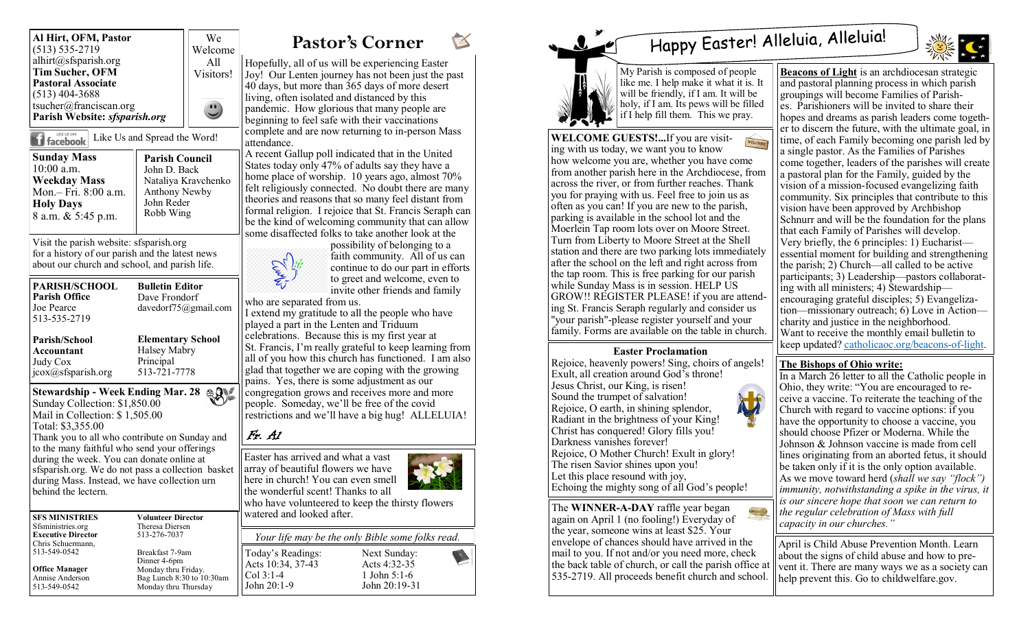**Al Hirt, OFM, Pastor**
(513) 535-2719
alhirt@sfsparish.org
**Tim Sucher, OFM**
**Pastoral Associate**
(513) 404-3688
tsucher@franciscan.org
**Parish Website:** ***sfsparish.org***

We Welcome All Visitors!

Like Us and Spread the Word!

**Sunday Mass**
10:00 a.m.
**Weekday Mass**
Mon.– Fri. 8:00 a.m.
**Holy Days**
8 a.m. & 5:45 p.m.

**Parish Council**
John D. Back
Nataliya Kravchenko
Anthony Newby
John Reder
Robb Wing

Visit the parish website: sfsparish.org for a history of our parish and the latest news about our church and school, and parish life.

**PARISH/SCHOOL**
**Parish Office**
Joe Pearce
513-535-2719

**Bulletin Editor**
Dave Frondorf
davedorf75@gmail.com

**Parish/School Accountant**
Judy Cox
jcox@sfsparish.org

**Elementary School**
Halsey Mabry
Principal
513-721-7778

**Stewardship - Week Ending Mar. 28**
Sunday Collection: $1,850.00
Mail in Collection: $ 1,505.00
Total: $3,355.00
Thank you to all who contribute on Sunday and to the many faithful who send your offerings during the week. You can donate online at sfsparish.org. We do not pass a collection basket during Mass. Instead, we have collection urn behind the lectern.

**SFS MINISTRIES**
Sfsministries.org
**Executive Director**
Chris Schuermann,
513-549-0542
**Office Manager**
Annise Anderson
513-549-0542

**Volunteer Director**
Theresa Diersen
513-276-7037
Breakfast 7-9am
Dinner 4-6pm
Monday thru Friday.
Bag Lunch 8:30 to 10:30am
Monday thru Thursday

# Pastor's Corner

Hopefully, all of us will be experiencing Easter Joy! Our Lenten journey has not been just the past 40 days, but more than 365 days of more desert living, often isolated and distanced by this pandemic. How glorious that many people are beginning to feel safe with their vaccinations complete and are now returning to in-person Mass attendance.

A recent Gallup poll indicated that in the United States today only 47% of adults say they have a home place of worship. 10 years ago, almost 70% felt religiously connected. No doubt there are many theories and reasons that so many feel distant from formal religion. I rejoice that St. Francis Seraph can be the kind of welcoming community that can allow some disaffected folks to take another look at the possibility of belonging to a faith community. All of us can continue to do our part in efforts to greet and welcome, even to invite other friends and family who are separated from us.

I extend my gratitude to all the people who have played a part in the Lenten and Triduum celebrations. Because this is my first year at St. Francis, I'm really grateful to keep learning from all of you how this church has functioned. I am also glad that together we are coping with the growing pains. Yes, there is some adjustment as our congregation grows and receives more and more people. Someday, we'll be free of the covid restrictions and we'll have a big hug! ALLELUIA!

*Fr. Al*

Easter has arrived and what a vast array of beautiful flowers we have here in church! You can even smell the wonderful scent! Thanks to all who have volunteered to keep the thirsty flowers watered and looked after.

*Your life may be the only Bible some folks read.*

| Today's Readings: | Next Sunday: |
|---|---|
| Acts 10:34, 37-43 | Acts 4:32-35 |
| Col 3:1-4 | 1 John 5:1-6 |
| John 20:1-9 | John 20:19-31 |

# Happy Easter! Alleluia, Alleluia!

My Parish is composed of people like me. I help make it what it is. It will be friendly, if I am. It will be holy, if I am. Its pews will be filled if I help fill them. This we pray.

**WELCOME GUESTS!...**If you are visiting with us today, we want you to know how welcome you are, whether you have come from another parish here in the Archdiocese, from across the river, or from further reaches. Thank you for praying with us. Feel free to join us as often as you can! If you are new to the parish, parking is available in the school lot and the Moerlein Tap room lots over on Moore Street. Turn from Liberty to Moore Street at the Shell station and there are two parking lots immediately after the school on the left and right across from the tap room. This is free parking for our parish while Sunday Mass is in session. HELP US GROW!! REGISTER PLEASE! if you are attending St. Francis Seraph regularly and consider us "your parish"-please register yourself and your family. Forms are available on the table in church.

**Easter Proclamation**

Rejoice, heavenly powers! Sing, choirs of angels!
Exult, all creation around God's throne!
Jesus Christ, our King, is risen!
Sound the trumpet of salvation!
Rejoice, O earth, in shining splendor,
Radiant in the brightness of your King!
Christ has conquered! Glory fills you!
Darkness vanishes forever!
Rejoice, O Mother Church! Exult in glory!
The risen Savior shines upon you!
Let this place resound with joy,
Echoing the mighty song of all God's people!

The **WINNER-A-DAY** raffle year began again on April 1 (no fooling!) Everyday of the year, someone wins at least $25. Your envelope of chances should have arrived in the mail to you. If not and/or you need more, check the back table of church, or call the parish office at 535-2719. All proceeds benefit church and school.

**Beacons of Light** is an archdiocesan strategic and pastoral planning process in which parish groupings will become Families of Parishes. Parishioners will be invited to share their hopes and dreams as parish leaders come together to discern the future, with the ultimate goal, in time, of each Family becoming one parish led by a single pastor. As the Families of Parishes come together, leaders of the parishes will create a pastoral plan for the Family, guided by the vision of a mission-focused evangelizing faith community. Six principles that contribute to this vision have been approved by Archbishop Schnurr and will be the foundation for the plans that each Family of Parishes will develop. Very briefly, the 6 principles: 1) Eucharist—essential moment for building and strengthening the parish; 2) Church—all called to be active participants; 3) Leadership—pastors collaborating with all ministers; 4) Stewardship—encouraging grateful disciples; 5) Evangelization—missionary outreach; 6) Love in Action—charity and justice in the neighborhood. Want to receive the monthly email bulletin to keep updated? catholicaoc.org/beacons-of-light.

**The Bishops of Ohio write:**

In a March 26 letter to all the Catholic people in Ohio, they write: "You are encouraged to receive a vaccine. To reiterate the teaching of the Church with regard to vaccine options: if you have the opportunity to choose a vaccine, you should choose Pfizer or Moderna. While the Johnson & Johnson vaccine is made from cell lines originating from an aborted fetus, it should be taken only if it is the only option available. As we move toward herd (*shall we say "flock") immunity, notwithstanding a spike in the virus, it is our sincere hope that soon we can return to the regular celebration of Mass with full capacity in our churches."*

April is Child Abuse Prevention Month. Learn about the signs of child abuse and how to prevent it. There are many ways we as a society can help prevent this. Go to childwelfare.gov.